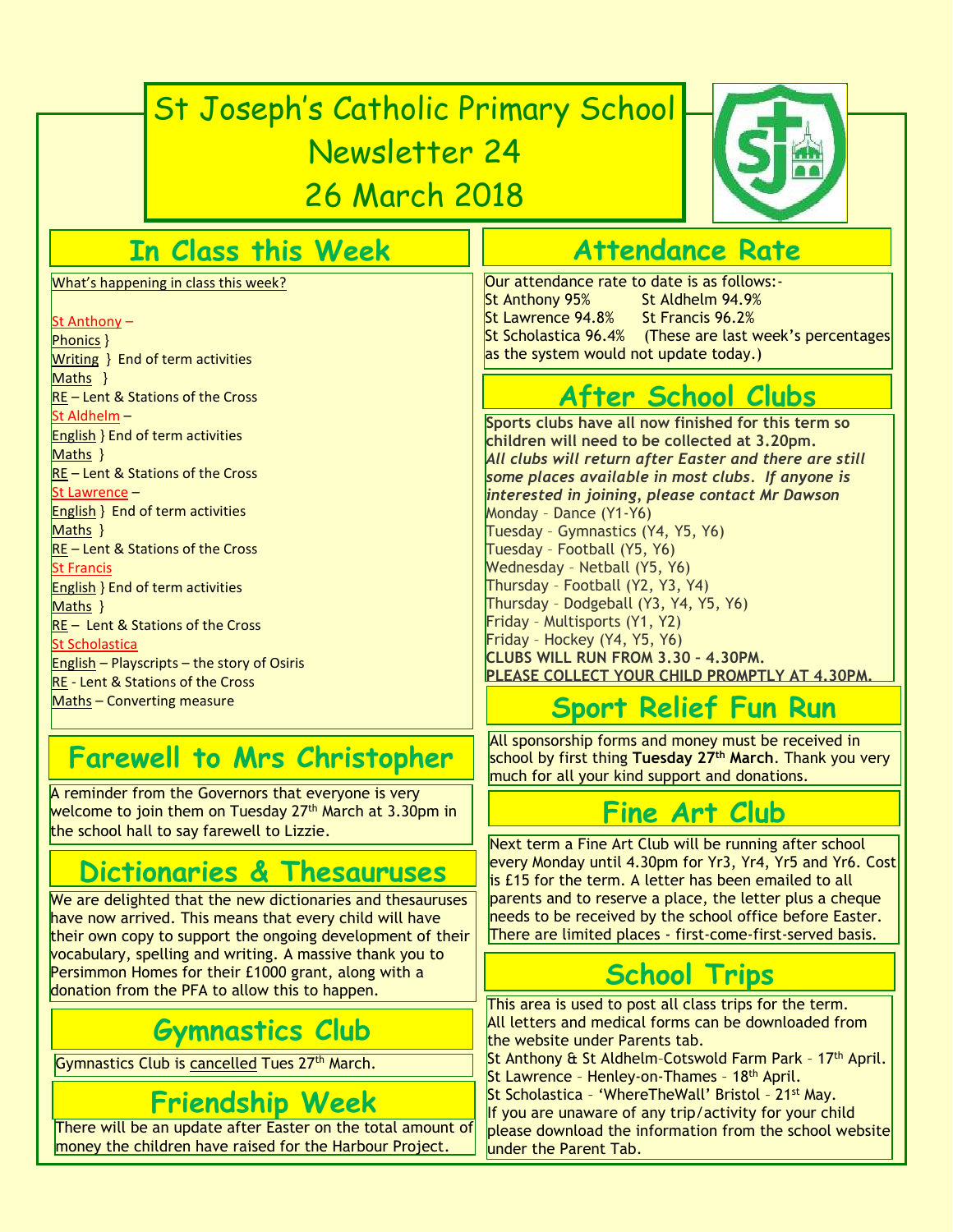# St Joseph's Catholic Primary School
# Newsletter 24
# 26 March 2018

## In Class this Week

What's happening in class this week?

St Anthony –
Phonics }
Writing } End of term activities
Maths }
RE – Lent & Stations of the Cross

St Aldhelm –
English } End of term activities
Maths }
RE – Lent & Stations of the Cross

St Lawrence –
English } End of term activities
Maths }
RE – Lent & Stations of the Cross

St Francis
English } End of term activities
Maths }
RE – Lent & Stations of the Cross

St Scholastica
English – Playscripts – the story of Osiris
RE - Lent & Stations of the Cross
Maths – Converting measure

## Farewell to Mrs Christopher

A reminder from the Governors that everyone is very welcome to join them on Tuesday 27th March at 3.30pm in the school hall to say farewell to Lizzie.

## Dictionaries & Thesauruses

We are delighted that the new dictionaries and thesauruses have now arrived. This means that every child will have their own copy to support the ongoing development of their vocabulary, spelling and writing. A massive thank you to Persimmon Homes for their £1000 grant, along with a donation from the PFA to allow this to happen.

## Gymnastics Club

Gymnastics Club is cancelled Tues 27th March.

## Friendship Week

There will be an update after Easter on the total amount of money the children have raised for the Harbour Project.

## Attendance Rate

Our attendance rate to date is as follows:-
St Anthony 95% St Aldhelm 94.9%
St Lawrence 94.8% St Francis 96.2%
St Scholastica 96.4% (These are last week's percentages as the system would not update today.)

## After School Clubs

**Sports clubs have all now finished for this term so children will need to be collected at 3.20pm.**
***All clubs will return after Easter and there are still some places available in most clubs. If anyone is interested in joining, please contact Mr Dawson***

Monday – Dance (Y1-Y6)
Tuesday – Gymnastics (Y4, Y5, Y6)
Tuesday – Football (Y5, Y6)
Wednesday – Netball (Y5, Y6)
Thursday – Football (Y2, Y3, Y4)
Thursday – Dodgeball (Y3, Y4, Y5, Y6)
Friday – Multisports (Y1, Y2)
Friday – Hockey (Y4, Y5, Y6)

**CLUBS WILL RUN FROM 3.30 – 4.30PM.**
**PLEASE COLLECT YOUR CHILD PROMPTLY AT 4.30PM.**

## Sport Relief Fun Run

All sponsorship forms and money must be received in school by first thing **Tuesday 27th March**. Thank you very much for all your kind support and donations.

## Fine Art Club

Next term a Fine Art Club will be running after school every Monday until 4.30pm for Yr3, Yr4, Yr5 and Yr6. Cost is £15 for the term. A letter has been emailed to all parents and to reserve a place, the letter plus a cheque needs to be received by the school office before Easter. There are limited places - first-come-first-served basis.

## School Trips

This area is used to post all class trips for the term. All letters and medical forms can be downloaded from the website under Parents tab.
St Anthony & St Aldhelm–Cotswold Farm Park – 17th April.
St Lawrence – Henley-on-Thames – 18th April.
St Scholastica – 'WhereTheWall' Bristol – 21st May.
If you are unaware of any trip/activity for your child please download the information from the school website under the Parent Tab.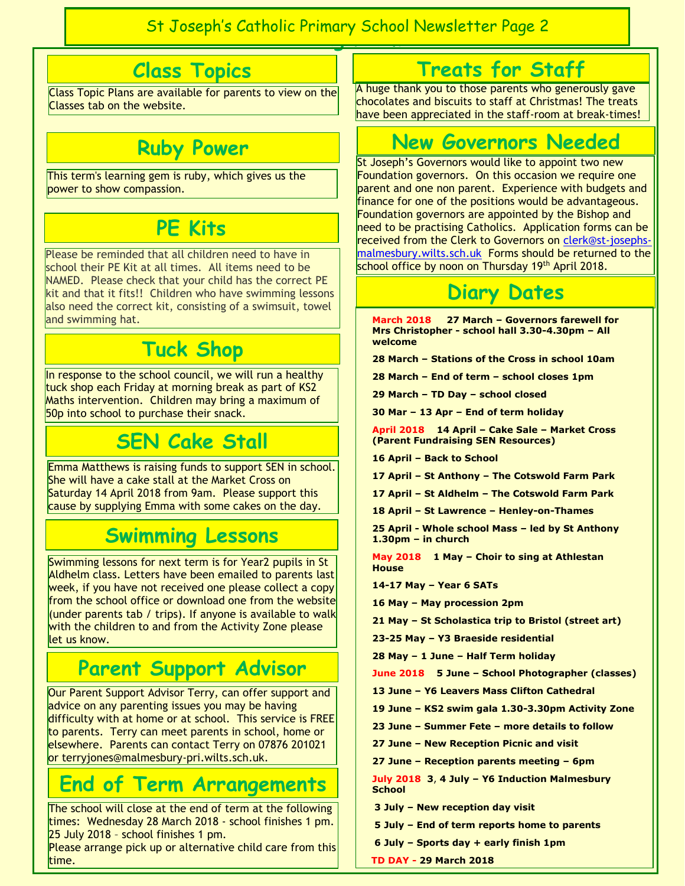# St Joseph's Catholic Primary School Newsletter Page 2

## Class Topics

Class Topic Plans are available for parents to view on the Classes tab on the website.

## Ruby Power

This term's learning gem is ruby, which gives us the power to show compassion.

## PE Kits

Please be reminded that all children need to have in school their PE Kit at all times. All items need to be NAMED. Please check that your child has the correct PE kit and that it fits!! Children who have swimming lessons also need the correct kit, consisting of a swimsuit, towel and swimming hat.

## Tuck Shop

In response to the school council, we will run a healthy tuck shop each Friday at morning break as part of KS2 Maths intervention. Children may bring a maximum of 50p into school to purchase their snack.

## SEN Cake Stall

Emma Matthews is raising funds to support SEN in school. She will have a cake stall at the Market Cross on Saturday 14 April 2018 from 9am. Please support this cause by supplying Emma with some cakes on the day.

## Swimming Lessons

Swimming lessons for next term is for Year2 pupils in St Aldhelm class. Letters have been emailed to parents last week, if you have not received one please collect a copy from the school office or download one from the website (under parents tab / trips). If anyone is available to walk with the children to and from the Activity Zone please let us know.

## Parent Support Advisor

Our Parent Support Advisor Terry, can offer support and advice on any parenting issues you may be having difficulty with at home or at school. This service is FREE to parents. Terry can meet parents in school, home or elsewhere. Parents can contact Terry on 07876 201021 or terryjones@malmesbury-pri.wilts.sch.uk.

## End of Term Arrangements

The school will close at the end of term at the following times: Wednesday 28 March 2018 - school finishes 1 pm. 25 July 2018 – school finishes 1 pm.
Please arrange pick up or alternative child care from this time.

## Treats for Staff

A huge thank you to those parents who generously gave chocolates and biscuits to staff at Christmas! The treats have been appreciated in the staff-room at break-times!

## New Governors Needed

St Joseph's Governors would like to appoint two new Foundation governors. On this occasion we require one parent and one non parent. Experience with budgets and finance for one of the positions would be advantageous. Foundation governors are appointed by the Bishop and need to be practising Catholics. Application forms can be received from the Clerk to Governors on clerk@st-josephs-malmesbury.wilts.sch.uk Forms should be returned to the school office by noon on Thursday 19th April 2018.

## Diary Dates

**March 2018** **27 March – Governors farewell for Mrs Christopher - school hall 3.30-4.30pm – All welcome**

**28 March – Stations of the Cross in school 10am**

**28 March – End of term – school closes 1pm**

**29 March – TD Day – school closed**

**30 Mar – 13 Apr – End of term holiday**

**April 2018** **14 April – Cake Sale – Market Cross (Parent Fundraising SEN Resources)**

**16 April – Back to School**

**17 April – St Anthony – The Cotswold Farm Park**

**17 April – St Aldhelm – The Cotswold Farm Park**

**18 April – St Lawrence – Henley-on-Thames**

**25 April - Whole school Mass – led by St Anthony 1.30pm – in church**

**May 2018** **1 May – Choir to sing at Athlestan House**

**14-17 May – Year 6 SATs**

**16 May – May procession 2pm**

**21 May – St Scholastica trip to Bristol (street art)**

**23-25 May – Y3 Braeside residential**

**28 May – 1 June – Half Term holiday**

**June 2018** **5 June – School Photographer (classes)**

**13 June – Y6 Leavers Mass Clifton Cathedral**

**19 June – KS2 swim gala 1.30-3.30pm Activity Zone**

**23 June – Summer Fete – more details to follow**

**27 June – New Reception Picnic and visit**

**27 June – Reception parents meeting – 6pm**

**July 2018** **3, 4 July – Y6 Induction Malmesbury School**

**3 July – New reception day visit**

**5 July – End of term reports home to parents**

**6 July – Sports day + early finish 1pm**

**TD DAY - 29 March 2018**